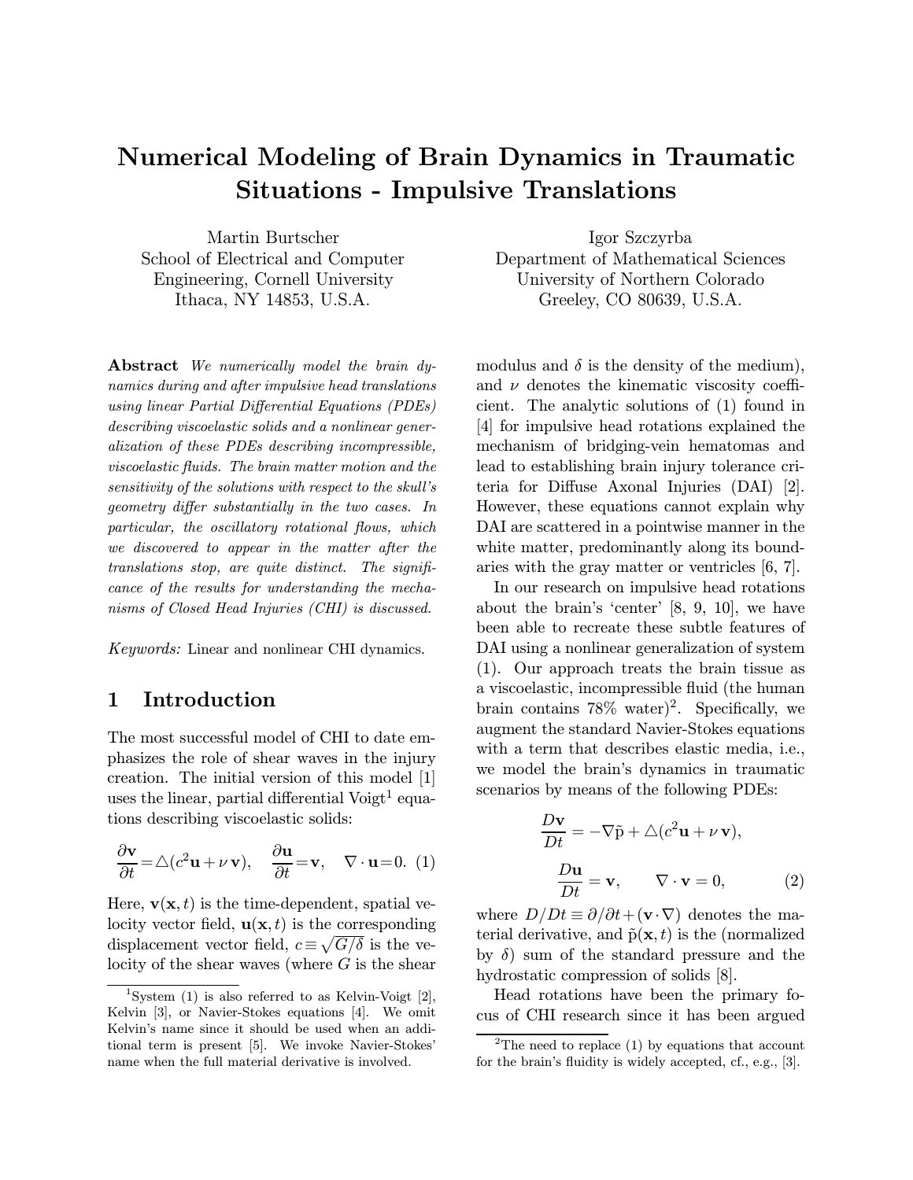# Numerical Modeling of Brain Dynamics in Traumatic Situations - Impulsive Translations

Martin Burtscher
School of Electrical and Computer Engineering, Cornell University
Ithaca, NY 14853, U.S.A.

Igor Szczyrba
Department of Mathematical Sciences
University of Northern Colorado
Greeley, CO 80639, U.S.A.

**Abstract** *We numerically model the brain dynamics during and after impulsive head translations using linear Partial Differential Equations (PDEs) describing viscoelastic solids and a nonlinear generalization of these PDEs describing incompressible, viscoelastic fluids. The brain matter motion and the sensitivity of the solutions with respect to the skull's geometry differ substantially in the two cases. In particular, the oscillatory rotational flows, which we discovered to appear in the matter after the translations stop, are quite distinct. The significance of the results for understanding the mechanisms of Closed Head Injuries (CHI) is discussed.*

*Keywords:* Linear and nonlinear CHI dynamics.

## 1 Introduction

The most successful model of CHI to date emphasizes the role of shear waves in the injury creation. The initial version of this model [1] uses the linear, partial differential Voigt[1] equations describing viscoelastic solids:

$$\frac{\partial \mathbf{v}}{\partial t} = \triangle(c^2\mathbf{u} + \nu\,\mathbf{v}), \quad \frac{\partial \mathbf{u}}{\partial t} = \mathbf{v}, \quad \nabla\cdot\mathbf{u} = 0. \quad (1)$$

Here, $\mathbf{v}(\mathbf{x},t)$ is the time-dependent, spatial velocity vector field, $\mathbf{u}(\mathbf{x},t)$ is the corresponding displacement vector field, $c \equiv \sqrt{G/\delta}$ is the velocity of the shear waves (where $G$ is the shear modulus and $\delta$ is the density of the medium), and $\nu$ denotes the kinematic viscosity coefficient. The analytic solutions of (1) found in [4] for impulsive head rotations explained the mechanism of bridging-vein hematomas and lead to establishing brain injury tolerance criteria for Diffuse Axonal Injuries (DAI) [2]. However, these equations cannot explain why DAI are scattered in a pointwise manner in the white matter, predominantly along its boundaries with the gray matter or ventricles [6, 7].

In our research on impulsive head rotations about the brain's 'center' [8, 9, 10], we have been able to recreate these subtle features of DAI using a nonlinear generalization of system (1). Our approach treats the brain tissue as a viscoelastic, incompressible fluid (the human brain contains 78% water)[2]. Specifically, we augment the standard Navier-Stokes equations with a term that describes elastic media, i.e., we model the brain's dynamics in traumatic scenarios by means of the following PDEs:

$$\frac{D\mathbf{v}}{Dt} = -\nabla\tilde{\mathrm{p}} + \triangle(c^2\mathbf{u} + \nu\,\mathbf{v}),$$
$$\frac{D\mathbf{u}}{Dt} = \mathbf{v}, \qquad \nabla\cdot\mathbf{v} = 0, \qquad (2)$$

where $D/Dt \equiv \partial/\partial t + (\mathbf{v}\cdot\nabla)$ denotes the material derivative, and $\tilde{\mathrm{p}}(\mathbf{x},t)$ is the (normalized by $\delta$) sum of the standard pressure and the hydrostatic compression of solids [8].

Head rotations have been the primary focus of CHI research since it has been argued

[1] System (1) is also referred to as Kelvin-Voigt [2], Kelvin [3], or Navier-Stokes equations [4]. We omit Kelvin's name since it should be used when an additional term is present [5]. We invoke Navier-Stokes' name when the full material derivative is involved.

[2] The need to replace (1) by equations that account for the brain's fluidity is widely accepted, cf., e.g., [3].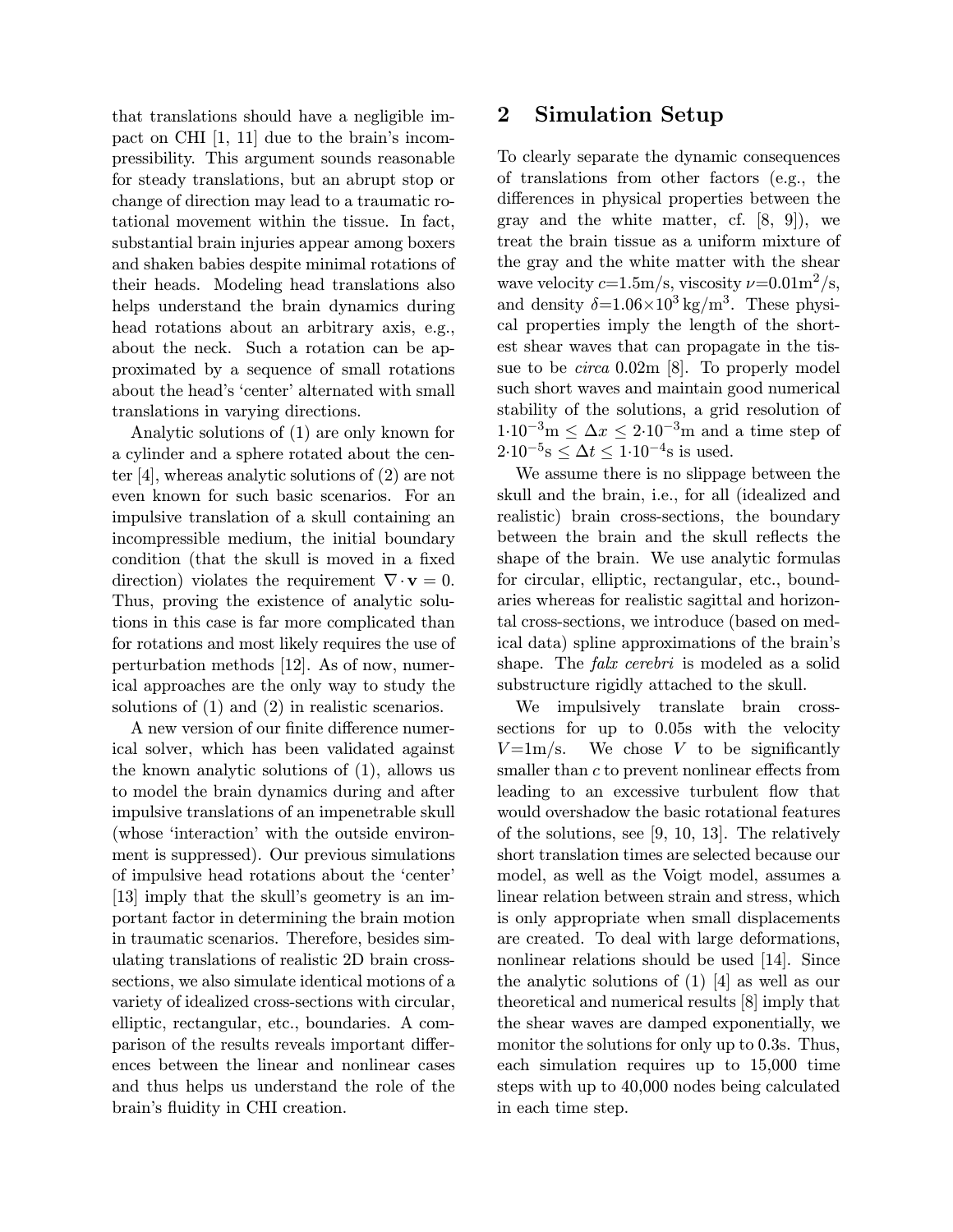that translations should have a negligible impact on CHI [1, 11] due to the brain's incompressibility. This argument sounds reasonable for steady translations, but an abrupt stop or change of direction may lead to a traumatic rotational movement within the tissue. In fact, substantial brain injuries appear among boxers and shaken babies despite minimal rotations of their heads. Modeling head translations also helps understand the brain dynamics during head rotations about an arbitrary axis, e.g., about the neck. Such a rotation can be approximated by a sequence of small rotations about the head's 'center' alternated with small translations in varying directions.

Analytic solutions of (1) are only known for a cylinder and a sphere rotated about the center [4], whereas analytic solutions of (2) are not even known for such basic scenarios. For an impulsive translation of a skull containing an incompressible medium, the initial boundary condition (that the skull is moved in a fixed direction) violates the requirement $\nabla \cdot \mathbf{v} = 0$. Thus, proving the existence of analytic solutions in this case is far more complicated than for rotations and most likely requires the use of perturbation methods [12]. As of now, numerical approaches are the only way to study the solutions of (1) and (2) in realistic scenarios.

A new version of our finite difference numerical solver, which has been validated against the known analytic solutions of (1), allows us to model the brain dynamics during and after impulsive translations of an impenetrable skull (whose 'interaction' with the outside environment is suppressed). Our previous simulations of impulsive head rotations about the 'center' [13] imply that the skull's geometry is an important factor in determining the brain motion in traumatic scenarios. Therefore, besides simulating translations of realistic 2D brain cross-sections, we also simulate identical motions of a variety of idealized cross-sections with circular, elliptic, rectangular, etc., boundaries. A comparison of the results reveals important differences between the linear and nonlinear cases and thus helps us understand the role of the brain's fluidity in CHI creation.

## 2 Simulation Setup

To clearly separate the dynamic consequences of translations from other factors (e.g., the differences in physical properties between the gray and the white matter, cf. [8, 9]), we treat the brain tissue as a uniform mixture of the gray and the white matter with the shear wave velocity $c$=1.5m/s, viscosity $\nu$=0.01m$^2$/s, and density $\delta$=1.06$\times$10$^3$ kg/m$^3$. These physical properties imply the length of the shortest shear waves that can propagate in the tissue to be *circa* 0.02m [8]. To properly model such short waves and maintain good numerical stability of the solutions, a grid resolution of $1{\cdot}10^{-3}\text{m} \leq \Delta x \leq 2{\cdot}10^{-3}\text{m}$ and a time step of $2{\cdot}10^{-5}\text{s} \leq \Delta t \leq 1{\cdot}10^{-4}\text{s}$ is used.

We assume there is no slippage between the skull and the brain, i.e., for all (idealized and realistic) brain cross-sections, the boundary between the brain and the skull reflects the shape of the brain. We use analytic formulas for circular, elliptic, rectangular, etc., boundaries whereas for realistic sagittal and horizontal cross-sections, we introduce (based on medical data) spline approximations of the brain's shape. The *falx cerebri* is modeled as a solid substructure rigidly attached to the skull.

We impulsively translate brain cross-sections for up to 0.05s with the velocity $V$=1m/s. We chose $V$ to be significantly smaller than $c$ to prevent nonlinear effects from leading to an excessive turbulent flow that would overshadow the basic rotational features of the solutions, see [9, 10, 13]. The relatively short translation times are selected because our model, as well as the Voigt model, assumes a linear relation between strain and stress, which is only appropriate when small displacements are created. To deal with large deformations, nonlinear relations should be used [14]. Since the analytic solutions of (1) [4] as well as our theoretical and numerical results [8] imply that the shear waves are damped exponentially, we monitor the solutions for only up to 0.3s. Thus, each simulation requires up to 15,000 time steps with up to 40,000 nodes being calculated in each time step.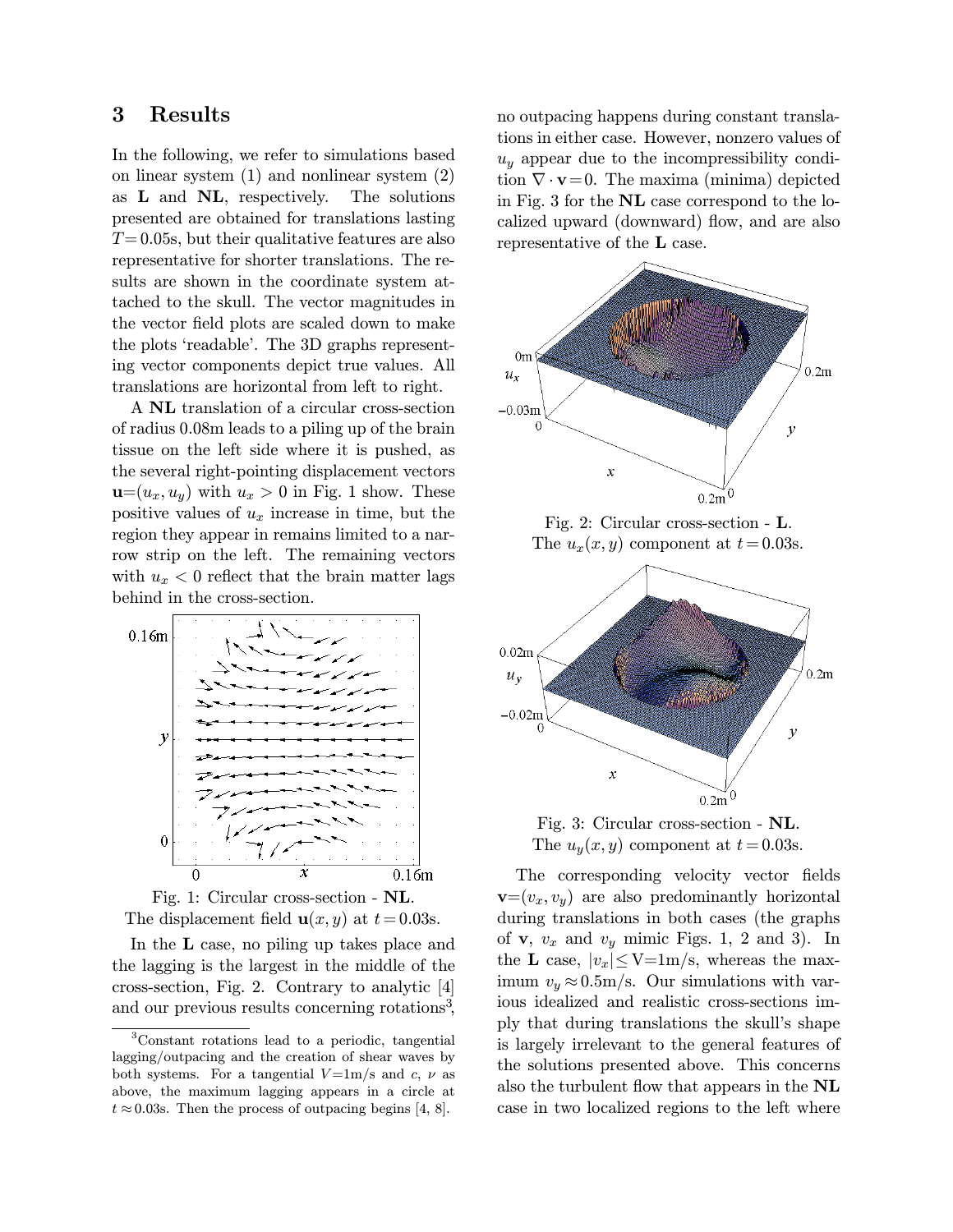## 3 Results

In the following, we refer to simulations based on linear system (1) and nonlinear system (2) as **L** and **NL**, respectively. The solutions presented are obtained for translations lasting $T=0.05$s, but their qualitative features are also representative for shorter translations. The results are shown in the coordinate system attached to the skull. The vector magnitudes in the vector field plots are scaled down to make the plots 'readable'. The 3D graphs representing vector components depict true values. All translations are horizontal from left to right.

A **NL** translation of a circular cross-section of radius 0.08m leads to a piling up of the brain tissue on the left side where it is pushed, as the several right-pointing displacement vectors $\mathbf{u}=(u_x, u_y)$ with $u_x > 0$ in Fig. 1 show. These positive values of $u_x$ increase in time, but the region they appear in remains limited to a narrow strip on the left. The remaining vectors with $u_x < 0$ reflect that the brain matter lags behind in the cross-section.

Fig. 1: Circular cross-section - **NL**. The displacement field $\mathbf{u}(x, y)$ at $t=0.03$s.

In the **L** case, no piling up takes place and the lagging is the largest in the middle of the cross-section, Fig. 2. Contrary to analytic [4] and our previous results concerning rotations[3], no outpacing happens during constant translations in either case. However, nonzero values of $u_y$ appear due to the incompressibility condition $\nabla \cdot \mathbf{v}=0$. The maxima (minima) depicted in Fig. 3 for the **NL** case correspond to the localized upward (downward) flow, and are also representative of the **L** case.

Fig. 2: Circular cross-section - **L**. The $u_x(x, y)$ component at $t=0.03$s.

Fig. 3: Circular cross-section - **NL**. The $u_y(x, y)$ component at $t=0.03$s.

The corresponding velocity vector fields $\mathbf{v}=(v_x, v_y)$ are also predominantly horizontal during translations in both cases (the graphs of $\mathbf{v}$, $v_x$ and $v_y$ mimic Figs. 1, 2 and 3). In the **L** case, $|v_x| \leq \text{V}=1$m/s, whereas the maximum $v_y \approx 0.5$m/s. Our simulations with various idealized and realistic cross-sections imply that during translations the skull's shape is largely irrelevant to the general features of the solutions presented above. This concerns also the turbulent flow that appears in the **NL** case in two localized regions to the left where

[3] Constant rotations lead to a periodic, tangential lagging/outpacing and the creation of shear waves by both systems. For a tangential $V=1$m/s and $c$, $\nu$ as above, the maximum lagging appears in a circle at $t \approx 0.03$s. Then the process of outpacing begins [4, 8].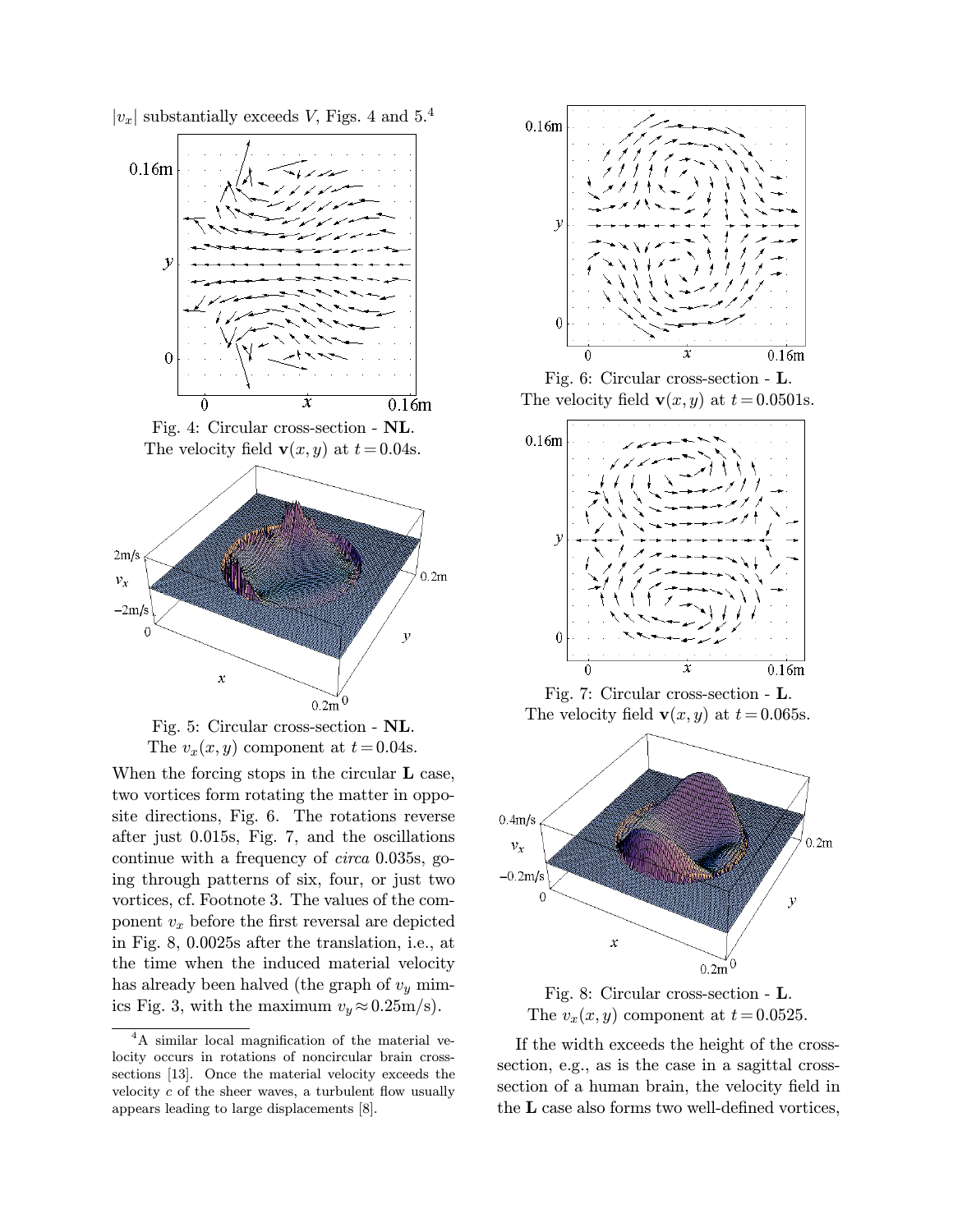$|v_x|$ substantially exceeds $V$, Figs. 4 and 5.[4]

Fig. 4: Circular cross-section - **NL**. The velocity field $\mathbf{v}(x, y)$ at $t = 0.04$s.

Fig. 5: Circular cross-section - **NL**. The $v_x(x, y)$ component at $t = 0.04$s.

When the forcing stops in the circular **L** case, two vortices form rotating the matter in opposite directions, Fig. 6. The rotations reverse after just 0.015s, Fig. 7, and the oscillations continue with a frequency of *circa* 0.035s, going through patterns of six, four, or just two vortices, cf. Footnote 3. The values of the component $v_x$ before the first reversal are depicted in Fig. 8, 0.0025s after the translation, i.e., at the time when the induced material velocity has already been halved (the graph of $v_y$ mimics Fig. 3, with the maximum $v_y \approx 0.25$m/s).

Fig. 6: Circular cross-section - **L**. The velocity field $\mathbf{v}(x, y)$ at $t = 0.0501$s.

Fig. 7: Circular cross-section - **L**. The velocity field $\mathbf{v}(x, y)$ at $t = 0.065$s.

Fig. 8: Circular cross-section - **L**. The $v_x(x, y)$ component at $t = 0.0525$.

If the width exceeds the height of the cross-section, e.g., as is the case in a sagittal cross-section of a human brain, the velocity field in the **L** case also forms two well-defined vortices,

[4] A similar local magnification of the material velocity occurs in rotations of noncircular brain cross-sections [13]. Once the material velocity exceeds the velocity $c$ of the sheer waves, a turbulent flow usually appears leading to large displacements [8].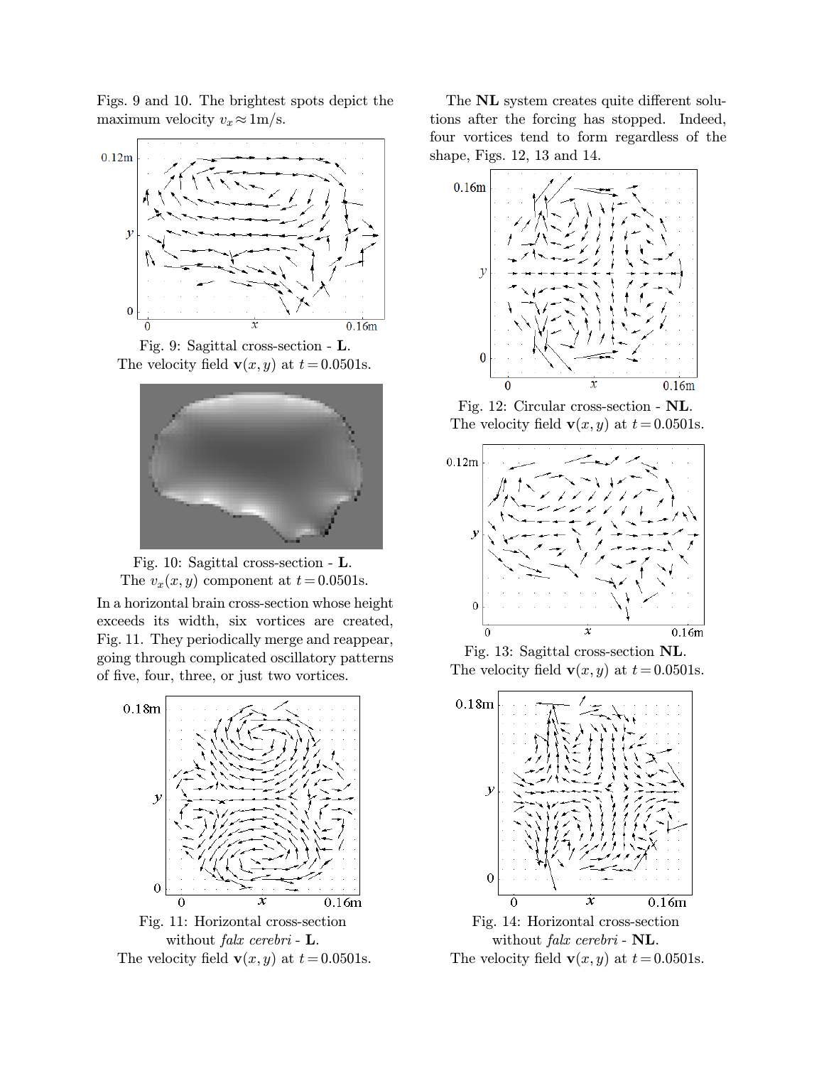Figs. 9 and 10. The brightest spots depict the maximum velocity $v_x \approx 1$m/s.

Fig. 9: Sagittal cross-section - **L**. The velocity field $\mathbf{v}(x,y)$ at $t = 0.0501$s.

Fig. 10: Sagittal cross-section - **L**. The $v_x(x,y)$ component at $t = 0.0501$s.

In a horizontal brain cross-section whose height exceeds its width, six vortices are created, Fig. 11. They periodically merge and reappear, going through complicated oscillatory patterns of five, four, three, or just two vortices.

Fig. 11: Horizontal cross-section without *falx cerebri* - **L**. The velocity field $\mathbf{v}(x,y)$ at $t = 0.0501$s.

The **NL** system creates quite different solutions after the forcing has stopped. Indeed, four vortices tend to form regardless of the shape, Figs. 12, 13 and 14.

Fig. 12: Circular cross-section - **NL**. The velocity field $\mathbf{v}(x,y)$ at $t = 0.0501$s.

Fig. 13: Sagittal cross-section **NL**. The velocity field $\mathbf{v}(x,y)$ at $t = 0.0501$s.

Fig. 14: Horizontal cross-section without *falx cerebri* - **NL**. The velocity field $\mathbf{v}(x,y)$ at $t = 0.0501$s.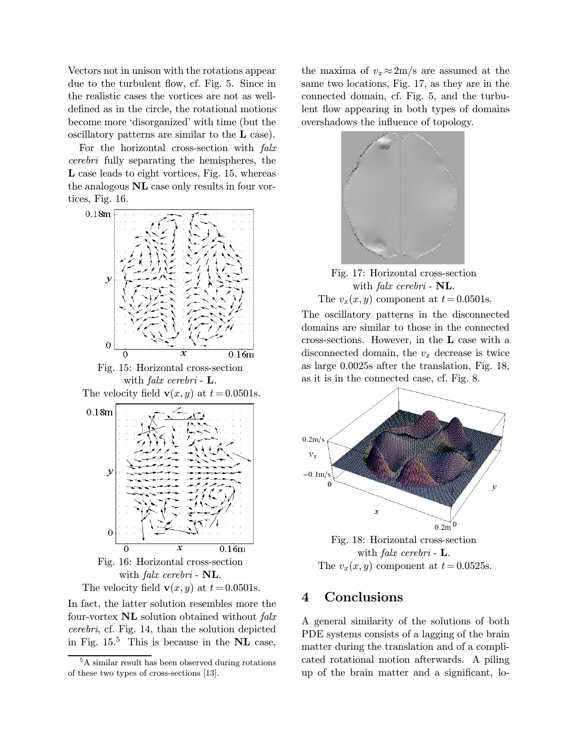Vectors not in unison with the rotations appear due to the turbulent flow, cf. Fig. 5. Since in the realistic cases the vortices are not as well-defined as in the circle, the rotational motions become more 'disorganized' with time (but the oscillatory patterns are similar to the **L** case).

For the horizontal cross-section with *falx cerebri* fully separating the hemispheres, the **L** case leads to eight vortices, Fig. 15, whereas the analogous **NL** case only results in four vortices, Fig. 16.

Fig. 15: Horizontal cross-section with *falx cerebri* - **L**. The velocity field $\mathbf{v}(x, y)$ at $t = 0.0501$s.

Fig. 16: Horizontal cross-section with *falx cerebri* - **NL**. The velocity field $\mathbf{v}(x, y)$ at $t = 0.0501$s.

In fact, the latter solution resembles more the four-vortex **NL** solution obtained without *falx cerebri*, cf. Fig. 14, than the solution depicted in Fig. 15.[5] This is because in the **NL** case, the maxima of $v_x \approx 2$m/s are assumed at the same two locations, Fig. 17, as they are in the connected domain, cf. Fig. 5, and the turbulent flow appearing in both types of domains overshadows the influence of topology.

Fig. 17: Horizontal cross-section with *falx cerebri* - **NL**. The $v_x(x, y)$ component at $t = 0.0501$s.

The oscillatory patterns in the disconnected domains are similar to those in the connected cross-sections. However, in the **L** case with a disconnected domain, the $v_x$ decrease is twice as large 0.0025s after the translation, Fig. 18, as it is in the connected case, cf. Fig. 8.

Fig. 18: Horizontal cross-section with *falx cerebri* - **L**. The $v_x(x, y)$ component at $t = 0.0525$s.

## 4 Conclusions

A general similarity of the solutions of both PDE systems consists of a lagging of the brain matter during the translation and of a complicated rotational motion afterwards. A piling up of the brain matter and a significant, lo-

[5] A similar result has been observed during rotations of these two types of cross-sections [13].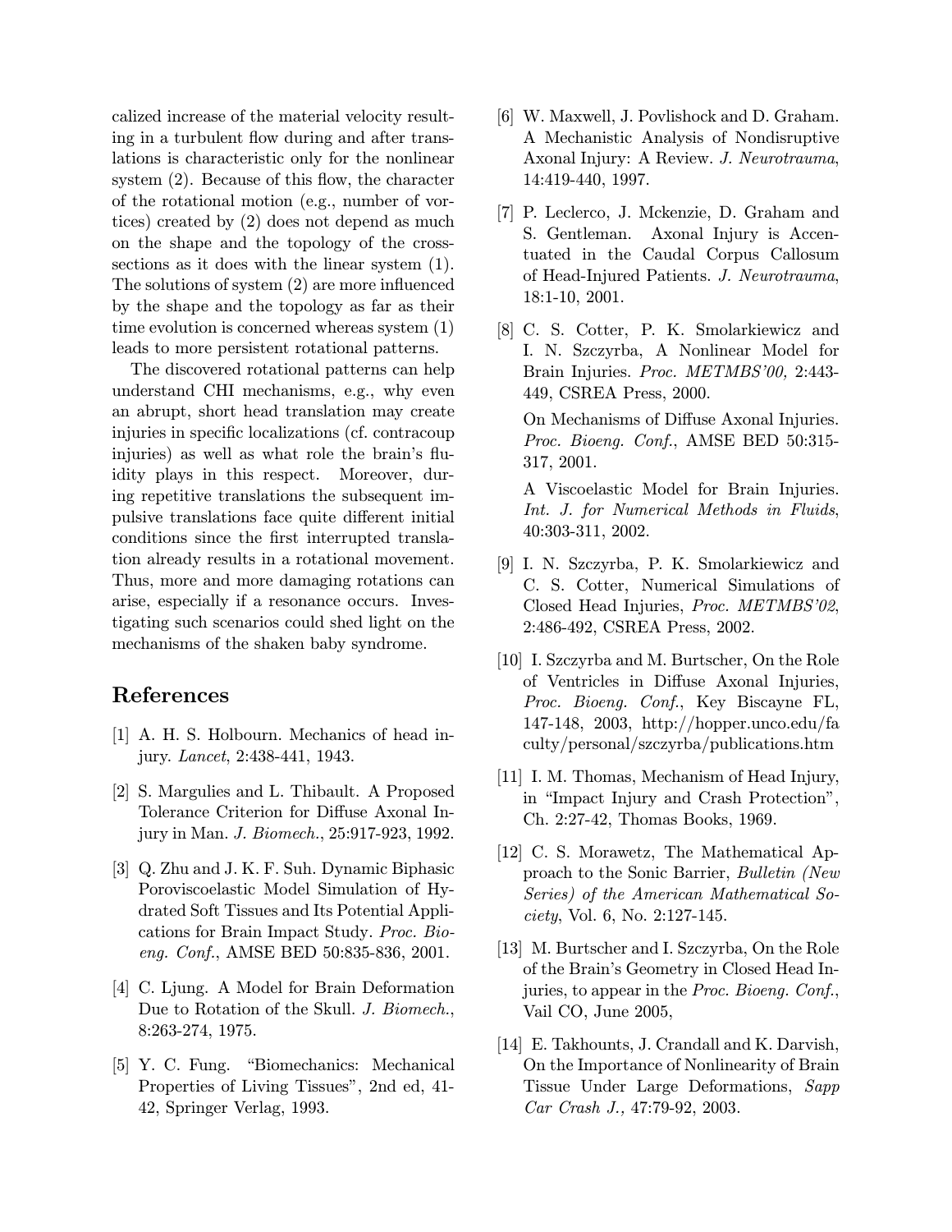calized increase of the material velocity resulting in a turbulent flow during and after translations is characteristic only for the nonlinear system (2). Because of this flow, the character of the rotational motion (e.g., number of vortices) created by (2) does not depend as much on the shape and the topology of the cross-sections as it does with the linear system (1). The solutions of system (2) are more influenced by the shape and the topology as far as their time evolution is concerned whereas system (1) leads to more persistent rotational patterns.

The discovered rotational patterns can help understand CHI mechanisms, e.g., why even an abrupt, short head translation may create injuries in specific localizations (cf. contracoup injuries) as well as what role the brain's fluidity plays in this respect. Moreover, during repetitive translations the subsequent impulsive translations face quite different initial conditions since the first interrupted translation already results in a rotational movement. Thus, more and more damaging rotations can arise, especially if a resonance occurs. Investigating such scenarios could shed light on the mechanisms of the shaken baby syndrome.

## References

[1] A. H. S. Holbourn. Mechanics of head injury. *Lancet*, 2:438-441, 1943.

[2] S. Margulies and L. Thibault. A Proposed Tolerance Criterion for Diffuse Axonal Injury in Man. *J. Biomech.*, 25:917-923, 1992.

[3] Q. Zhu and J. K. F. Suh. Dynamic Biphasic Poroviscoelastic Model Simulation of Hydrated Soft Tissues and Its Potential Applications for Brain Impact Study. *Proc. Bioeng. Conf.*, AMSE BED 50:835-836, 2001.

[4] C. Ljung. A Model for Brain Deformation Due to Rotation of the Skull. *J. Biomech.*, 8:263-274, 1975.

[5] Y. C. Fung. "Biomechanics: Mechanical Properties of Living Tissues", 2nd ed, 41-42, Springer Verlag, 1993.

[6] W. Maxwell, J. Povlishock and D. Graham. A Mechanistic Analysis of Nondisruptive Axonal Injury: A Review. *J. Neurotrauma*, 14:419-440, 1997.

[7] P. Leclerco, J. Mckenzie, D. Graham and S. Gentleman. Axonal Injury is Accentuated in the Caudal Corpus Callosum of Head-Injured Patients. *J. Neurotrauma*, 18:1-10, 2001.

[8] C. S. Cotter, P. K. Smolarkiewicz and I. N. Szczyrba, A Nonlinear Model for Brain Injuries. *Proc. METMBS'00,* 2:443-449, CSREA Press, 2000.

On Mechanisms of Diffuse Axonal Injuries. *Proc. Bioeng. Conf.*, AMSE BED 50:315-317, 2001.

A Viscoelastic Model for Brain Injuries. *Int. J. for Numerical Methods in Fluids*, 40:303-311, 2002.

[9] I. N. Szczyrba, P. K. Smolarkiewicz and C. S. Cotter, Numerical Simulations of Closed Head Injuries, *Proc. METMBS'02*, 2:486-492, CSREA Press, 2002.

[10] I. Szczyrba and M. Burtscher, On the Role of Ventricles in Diffuse Axonal Injuries, *Proc. Bioeng. Conf.*, Key Biscayne FL, 147-148, 2003, http://hopper.unco.edu/faculty/personal/szczyrba/publications.htm

[11] I. M. Thomas, Mechanism of Head Injury, in "Impact Injury and Crash Protection", Ch. 2:27-42, Thomas Books, 1969.

[12] C. S. Morawetz, The Mathematical Approach to the Sonic Barrier, *Bulletin (New Series) of the American Mathematical Society*, Vol. 6, No. 2:127-145.

[13] M. Burtscher and I. Szczyrba, On the Role of the Brain's Geometry in Closed Head Injuries, to appear in the *Proc. Bioeng. Conf.*, Vail CO, June 2005,

[14] E. Takhounts, J. Crandall and K. Darvish, On the Importance of Nonlinearity of Brain Tissue Under Large Deformations, *Sapp Car Crash J.,* 47:79-92, 2003.